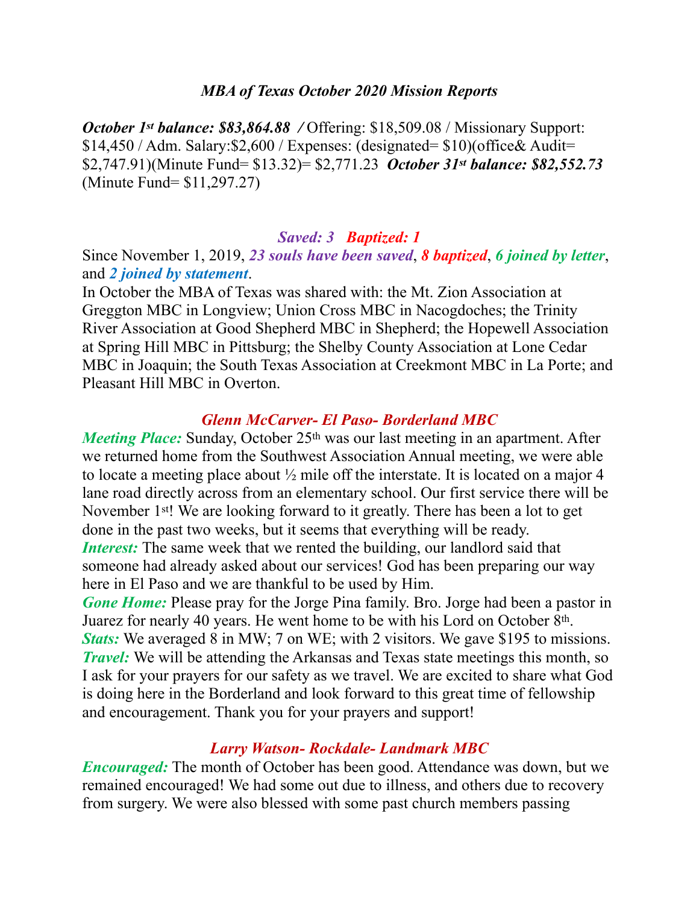### *MBA of Texas October 2020 Mission Reports*

***October 1st balance: $83,864.88 /*** Offering: $18,509.08 / Missionary Support: $14,450 / Adm. Salary:$2,600 / Expenses: (designated= $10)(office& Audit= $2,747.91)(Minute Fund= $13.32)= $2,771.23 ***October 31st balance: $82,552.73*** (Minute Fund= $11,297.27)

***Saved: 3 Baptized: 1***

Since November 1, 2019, ***23 souls have been saved***, ***8 baptized***, ***6 joined by letter***, and ***2 joined by statement***.

In October the MBA of Texas was shared with: the Mt. Zion Association at Greggton MBC in Longview; Union Cross MBC in Nacogdoches; the Trinity River Association at Good Shepherd MBC in Shepherd; the Hopewell Association at Spring Hill MBC in Pittsburg; the Shelby County Association at Lone Cedar MBC in Joaquin; the South Texas Association at Creekmont MBC in La Porte; and Pleasant Hill MBC in Overton.

### *Glenn McCarver- El Paso- Borderland MBC*

***Meeting Place:*** Sunday, October 25th was our last meeting in an apartment. After we returned home from the Southwest Association Annual meeting, we were able to locate a meeting place about ½ mile off the interstate. It is located on a major 4 lane road directly across from an elementary school. Our first service there will be November 1st! We are looking forward to it greatly. There has been a lot to get done in the past two weeks, but it seems that everything will be ready.

***Interest:*** The same week that we rented the building, our landlord said that someone had already asked about our services! God has been preparing our way here in El Paso and we are thankful to be used by Him.

***Gone Home:*** Please pray for the Jorge Pina family. Bro. Jorge had been a pastor in Juarez for nearly 40 years. He went home to be with his Lord on October 8th.

***Stats:*** We averaged 8 in MW; 7 on WE; with 2 visitors. We gave $195 to missions.

***Travel:*** We will be attending the Arkansas and Texas state meetings this month, so I ask for your prayers for our safety as we travel. We are excited to share what God is doing here in the Borderland and look forward to this great time of fellowship and encouragement. Thank you for your prayers and support!

### *Larry Watson- Rockdale- Landmark MBC*

***Encouraged:*** The month of October has been good. Attendance was down, but we remained encouraged! We had some out due to illness, and others due to recovery from surgery. We were also blessed with some past church members passing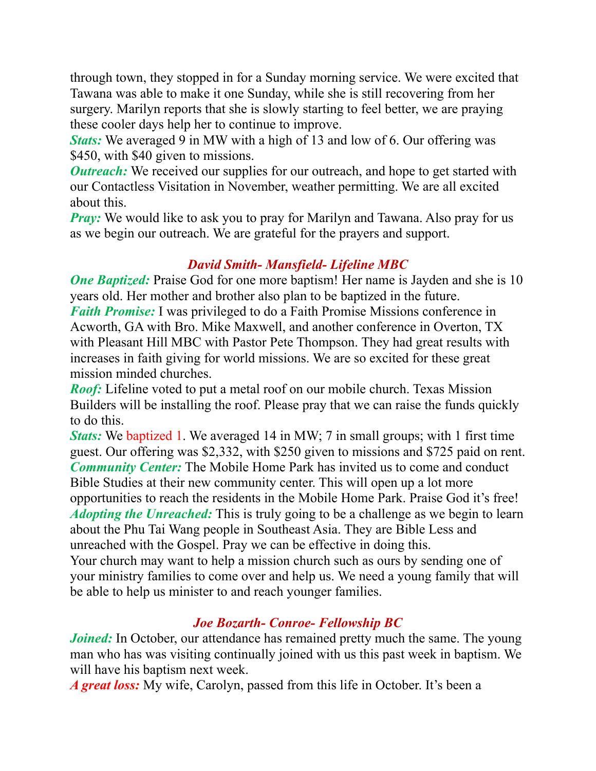through town, they stopped in for a Sunday morning service. We were excited that Tawana was able to make it one Sunday, while she is still recovering from her surgery. Marilyn reports that she is slowly starting to feel better, we are praying these cooler days help her to continue to improve.

***Stats:*** We averaged 9 in MW with a high of 13 and low of 6. Our offering was $450, with $40 given to missions.

***Outreach:*** We received our supplies for our outreach, and hope to get started with our Contactless Visitation in November, weather permitting. We are all excited about this.

***Pray:*** We would like to ask you to pray for Marilyn and Tawana. Also pray for us as we begin our outreach. We are grateful for the prayers and support.

### *David Smith- Mansfield- Lifeline MBC*

***One Baptized:*** Praise God for one more baptism! Her name is Jayden and she is 10 years old. Her mother and brother also plan to be baptized in the future.

***Faith Promise:*** I was privileged to do a Faith Promise Missions conference in Acworth, GA with Bro. Mike Maxwell, and another conference in Overton, TX with Pleasant Hill MBC with Pastor Pete Thompson. They had great results with increases in faith giving for world missions. We are so excited for these great mission minded churches.

***Roof:*** Lifeline voted to put a metal roof on our mobile church. Texas Mission Builders will be installing the roof. Please pray that we can raise the funds quickly to do this.

***Stats:*** We baptized 1. We averaged 14 in MW; 7 in small groups; with 1 first time guest. Our offering was $2,332, with $250 given to missions and $725 paid on rent.

***Community Center:*** The Mobile Home Park has invited us to come and conduct Bible Studies at their new community center. This will open up a lot more opportunities to reach the residents in the Mobile Home Park. Praise God it's free!

***Adopting the Unreached:*** This is truly going to be a challenge as we begin to learn about the Phu Tai Wang people in Southeast Asia. They are Bible Less and unreached with the Gospel. Pray we can be effective in doing this.

Your church may want to help a mission church such as ours by sending one of your ministry families to come over and help us. We need a young family that will be able to help us minister to and reach younger families.

### *Joe Bozarth- Conroe- Fellowship BC*

***Joined:*** In October, our attendance has remained pretty much the same. The young man who has was visiting continually joined with us this past week in baptism. We will have his baptism next week.

***A great loss:*** My wife, Carolyn, passed from this life in October. It's been a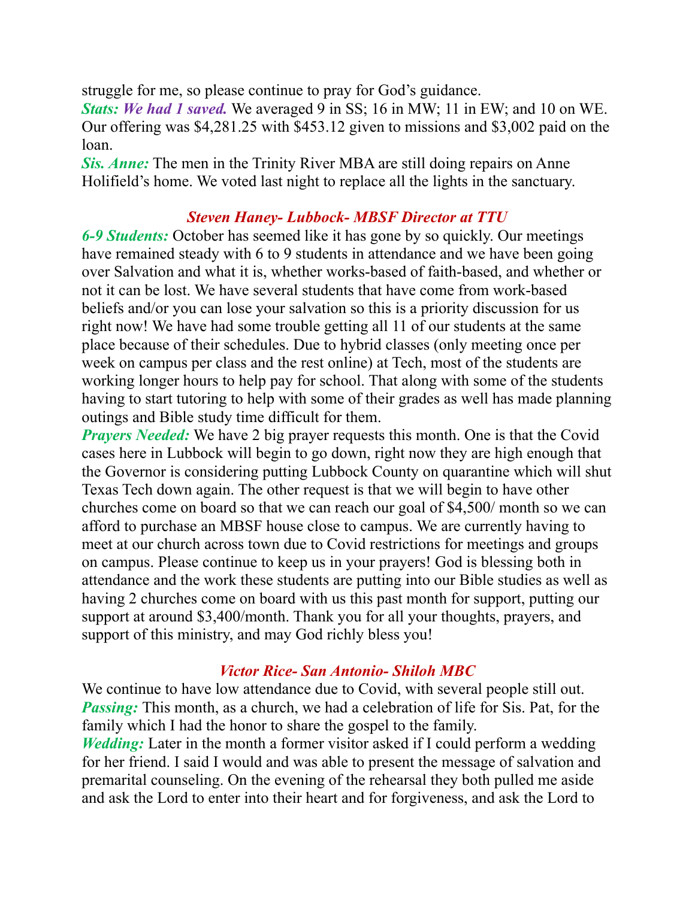struggle for me, so please continue to pray for God's guidance.

***Stats: We had 1 saved.*** We averaged 9 in SS; 16 in MW; 11 in EW; and 10 on WE. Our offering was $4,281.25 with $453.12 given to missions and $3,002 paid on the loan.

***Sis. Anne:*** The men in the Trinity River MBA are still doing repairs on Anne Holifield's home. We voted last night to replace all the lights in the sanctuary.

### *Steven Haney- Lubbock- MBSF Director at TTU*

***6-9 Students:*** October has seemed like it has gone by so quickly. Our meetings have remained steady with 6 to 9 students in attendance and we have been going over Salvation and what it is, whether works-based of faith-based, and whether or not it can be lost. We have several students that have come from work-based beliefs and/or you can lose your salvation so this is a priority discussion for us right now! We have had some trouble getting all 11 of our students at the same place because of their schedules. Due to hybrid classes (only meeting once per week on campus per class and the rest online) at Tech, most of the students are working longer hours to help pay for school. That along with some of the students having to start tutoring to help with some of their grades as well has made planning outings and Bible study time difficult for them.

***Prayers Needed:*** We have 2 big prayer requests this month. One is that the Covid cases here in Lubbock will begin to go down, right now they are high enough that the Governor is considering putting Lubbock County on quarantine which will shut Texas Tech down again. The other request is that we will begin to have other churches come on board so that we can reach our goal of $4,500/ month so we can afford to purchase an MBSF house close to campus. We are currently having to meet at our church across town due to Covid restrictions for meetings and groups on campus. Please continue to keep us in your prayers! God is blessing both in attendance and the work these students are putting into our Bible studies as well as having 2 churches come on board with us this past month for support, putting our support at around $3,400/month. Thank you for all your thoughts, prayers, and support of this ministry, and may God richly bless you!

### *Victor Rice- San Antonio- Shiloh MBC*

We continue to have low attendance due to Covid, with several people still out.

***Passing:*** This month, as a church, we had a celebration of life for Sis. Pat, for the family which I had the honor to share the gospel to the family.

***Wedding:*** Later in the month a former visitor asked if I could perform a wedding for her friend. I said I would and was able to present the message of salvation and premarital counseling. On the evening of the rehearsal they both pulled me aside and ask the Lord to enter into their heart and for forgiveness, and ask the Lord to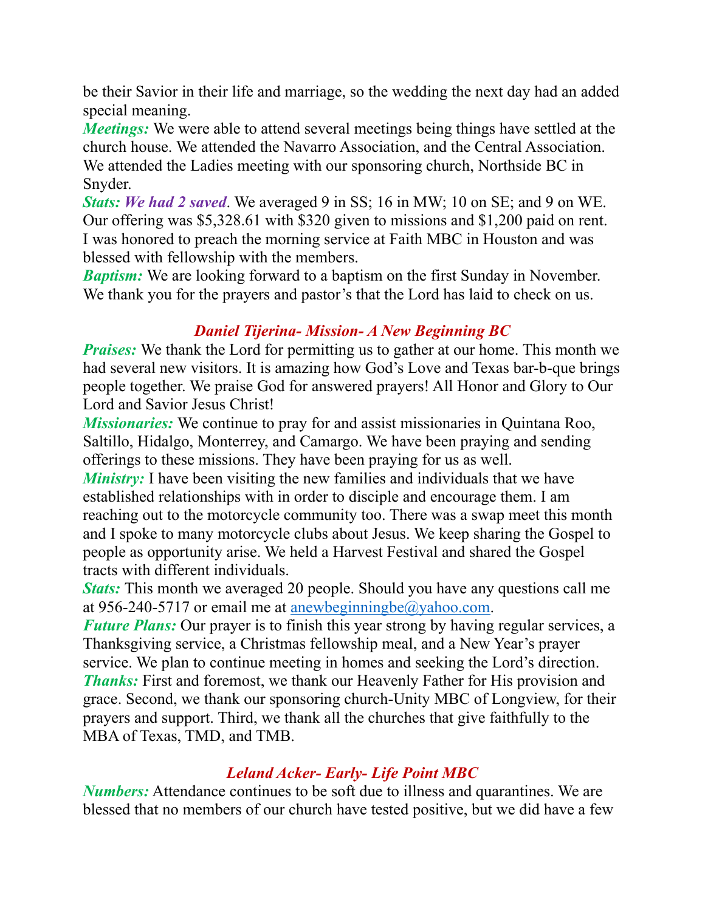be their Savior in their life and marriage, so the wedding the next day had an added special meaning.

***Meetings:*** We were able to attend several meetings being things have settled at the church house. We attended the Navarro Association, and the Central Association. We attended the Ladies meeting with our sponsoring church, Northside BC in Snyder.

***Stats: We had 2 saved***. We averaged 9 in SS; 16 in MW; 10 on SE; and 9 on WE. Our offering was $5,328.61 with $320 given to missions and $1,200 paid on rent. I was honored to preach the morning service at Faith MBC in Houston and was blessed with fellowship with the members.

***Baptism:*** We are looking forward to a baptism on the first Sunday in November. We thank you for the prayers and pastor's that the Lord has laid to check on us.

### *Daniel Tijerina- Mission- A New Beginning BC*

***Praises:*** We thank the Lord for permitting us to gather at our home. This month we had several new visitors. It is amazing how God's Love and Texas bar-b-que brings people together. We praise God for answered prayers! All Honor and Glory to Our Lord and Savior Jesus Christ!

***Missionaries:*** We continue to pray for and assist missionaries in Quintana Roo, Saltillo, Hidalgo, Monterrey, and Camargo. We have been praying and sending offerings to these missions. They have been praying for us as well.

***Ministry:*** I have been visiting the new families and individuals that we have established relationships with in order to disciple and encourage them. I am reaching out to the motorcycle community too. There was a swap meet this month and I spoke to many motorcycle clubs about Jesus. We keep sharing the Gospel to people as opportunity arise. We held a Harvest Festival and shared the Gospel tracts with different individuals.

***Stats:*** This month we averaged 20 people. Should you have any questions call me at 956-240-5717 or email me at anewbeginningbe@yahoo.com.

***Future Plans:*** Our prayer is to finish this year strong by having regular services, a Thanksgiving service, a Christmas fellowship meal, and a New Year's prayer service. We plan to continue meeting in homes and seeking the Lord's direction.

***Thanks:*** First and foremost, we thank our Heavenly Father for His provision and grace. Second, we thank our sponsoring church-Unity MBC of Longview, for their prayers and support. Third, we thank all the churches that give faithfully to the MBA of Texas, TMD, and TMB.

### *Leland Acker- Early- Life Point MBC*

***Numbers:*** Attendance continues to be soft due to illness and quarantines. We are blessed that no members of our church have tested positive, but we did have a few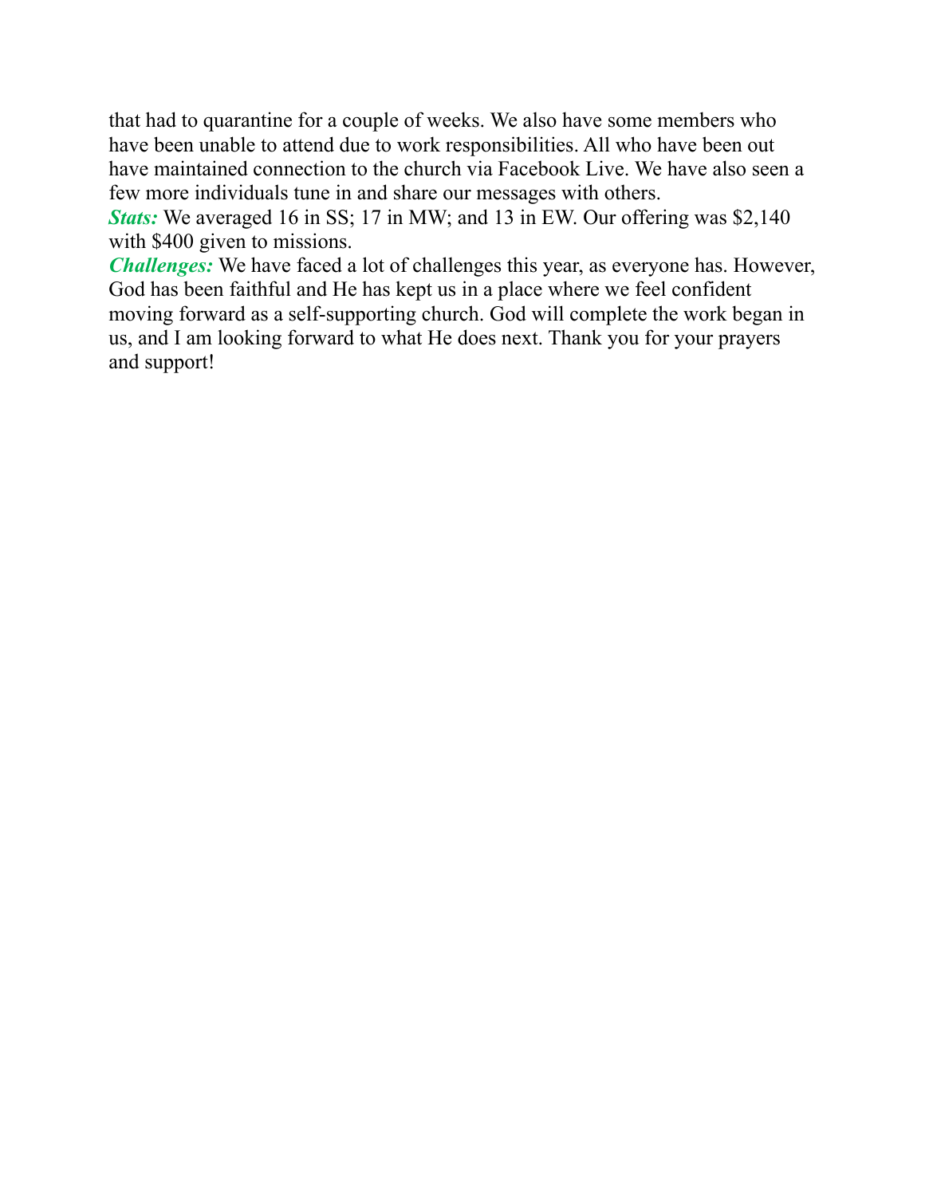that had to quarantine for a couple of weeks. We also have some members who have been unable to attend due to work responsibilities. All who have been out have maintained connection to the church via Facebook Live. We have also seen a few more individuals tune in and share our messages with others.

***Stats:*** We averaged 16 in SS; 17 in MW; and 13 in EW. Our offering was $2,140 with $400 given to missions.

***Challenges:*** We have faced a lot of challenges this year, as everyone has. However, God has been faithful and He has kept us in a place where we feel confident moving forward as a self-supporting church. God will complete the work began in us, and I am looking forward to what He does next. Thank you for your prayers and support!